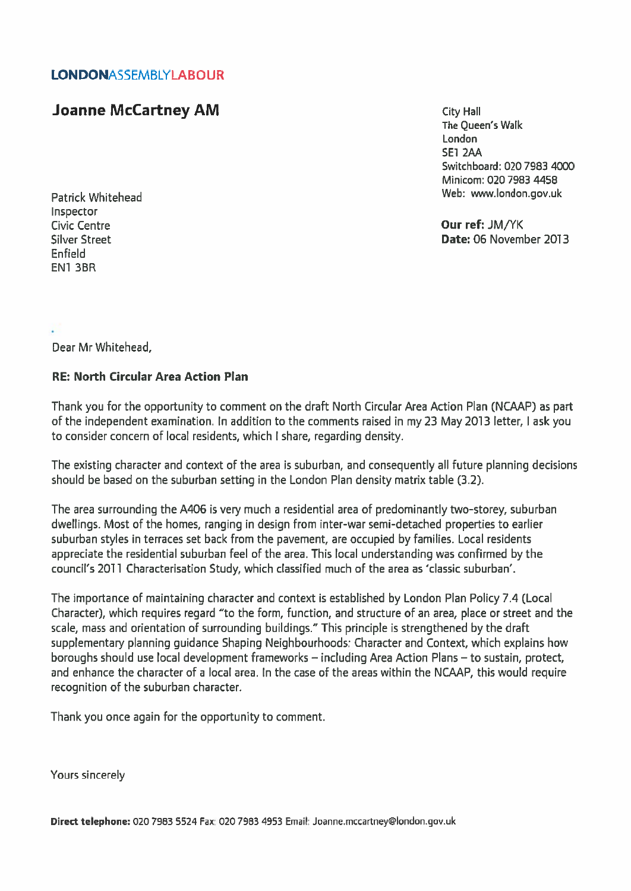**LONDONASSEMBLYLABOUR**

## Joanne McCartney AM

City Hall
The Queen's Walk
London
SE1 2AA
Switchboard: 020 7983 4000
Minicom: 020 7983 4458
Web: www.london.gov.uk

Patrick Whitehead
Inspector
Civic Centre
Silver Street
Enfield
EN1 3BR

**Our ref:** JM/YK
**Date:** 06 November 2013

Dear Mr Whitehead,

**RE: North Circular Area Action Plan**

Thank you for the opportunity to comment on the draft North Circular Area Action Plan (NCAAP) as part of the independent examination. In addition to the comments raised in my 23 May 2013 letter, I ask you to consider concern of local residents, which I share, regarding density.

The existing character and context of the area is suburban, and consequently all future planning decisions should be based on the suburban setting in the London Plan density matrix table (3.2).

The area surrounding the A406 is very much a residential area of predominantly two-storey, suburban dwellings. Most of the homes, ranging in design from inter-war semi-detached properties to earlier suburban styles in terraces set back from the pavement, are occupied by families. Local residents appreciate the residential suburban feel of the area. This local understanding was confirmed by the council's 2011 Characterisation Study, which classified much of the area as 'classic suburban'.

The importance of maintaining character and context is established by London Plan Policy 7.4 (Local Character), which requires regard "to the form, function, and structure of an area, place or street and the scale, mass and orientation of surrounding buildings." This principle is strengthened by the draft supplementary planning guidance Shaping Neighbourhoods: Character and Context, which explains how boroughs should use local development frameworks – including Area Action Plans – to sustain, protect, and enhance the character of a local area. In the case of the areas within the NCAAP, this would require recognition of the suburban character.

Thank you once again for the opportunity to comment.

Yours sincerely

**Direct telephone:** 020 7983 5524 Fax: 020 7983 4953 Email: Joanne.mccartney@london.gov.uk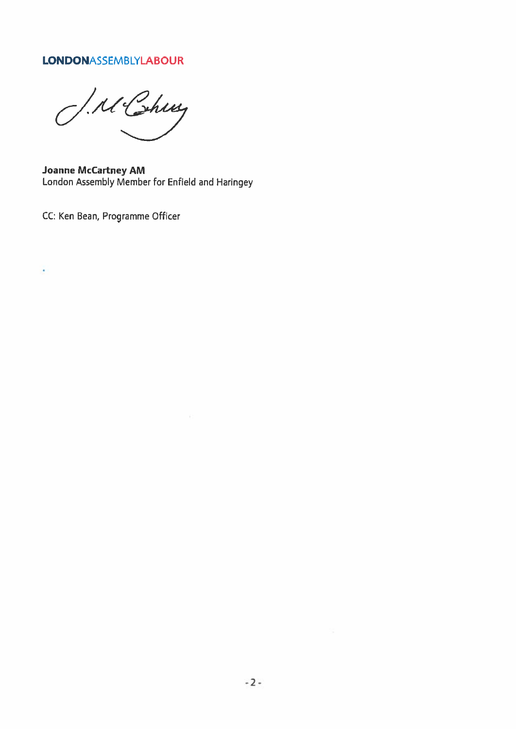**LONDON**ASSEMBLY**LABOUR**

**Joanne McCartney AM**
London Assembly Member for Enfield and Haringey

CC: Ken Bean, Programme Officer